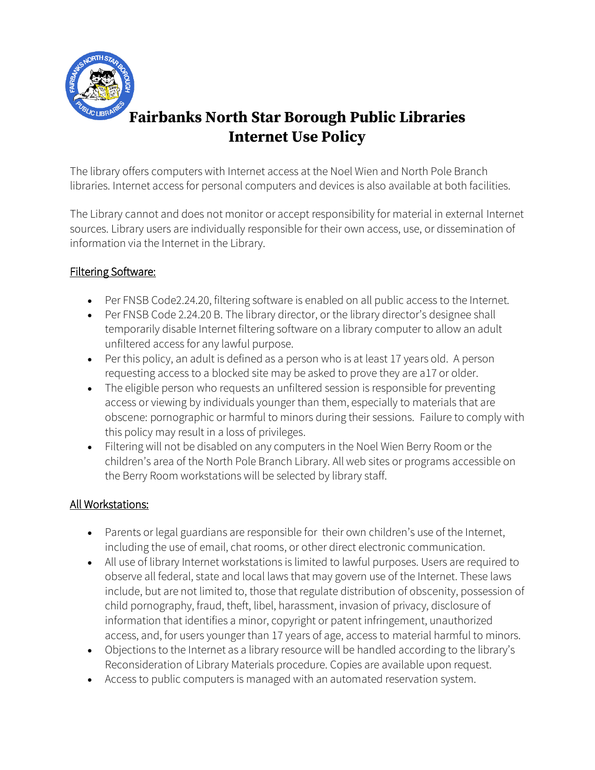# Fairbanks North Star Borough Public Libraries
# Internet Use Policy

The library offers computers with Internet access at the Noel Wien and North Pole Branch libraries. Internet access for personal computers and devices is also available at both facilities.

The Library cannot and does not monitor or accept responsibility for material in external Internet sources. Library users are individually responsible for their own access, use, or dissemination of information via the Internet in the Library.

## Filtering Software:

- Per FNSB Code2.24.20, filtering software is enabled on all public access to the Internet.
- Per FNSB Code 2.24.20 B. The library director, or the library director's designee shall temporarily disable Internet filtering software on a library computer to allow an adult unfiltered access for any lawful purpose.
- Per this policy, an adult is defined as a person who is at least 17 years old. A person requesting access to a blocked site may be asked to prove they are a17 or older.
- The eligible person who requests an unfiltered session is responsible for preventing access or viewing by individuals younger than them, especially to materials that are obscene: pornographic or harmful to minors during their sessions. Failure to comply with this policy may result in a loss of privileges.
- Filtering will not be disabled on any computers in the Noel Wien Berry Room or the children's area of the North Pole Branch Library. All web sites or programs accessible on the Berry Room workstations will be selected by library staff.

## All Workstations:

- Parents or legal guardians are responsible for their own children's use of the Internet, including the use of email, chat rooms, or other direct electronic communication.
- All use of library Internet workstations is limited to lawful purposes. Users are required to observe all federal, state and local laws that may govern use of the Internet. These laws include, but are not limited to, those that regulate distribution of obscenity, possession of child pornography, fraud, theft, libel, harassment, invasion of privacy, disclosure of information that identifies a minor, copyright or patent infringement, unauthorized access, and, for users younger than 17 years of age, access to material harmful to minors.
- Objections to the Internet as a library resource will be handled according to the library's Reconsideration of Library Materials procedure. Copies are available upon request.
- Access to public computers is managed with an automated reservation system.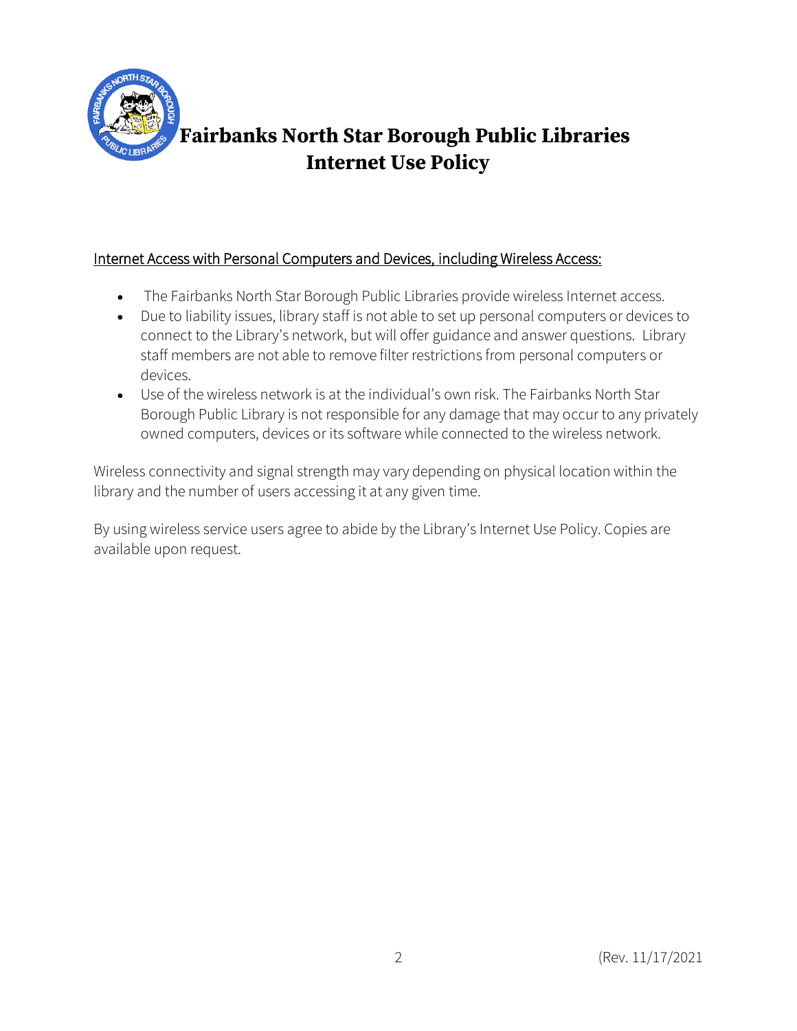# Fairbanks North Star Borough Public Libraries Internet Use Policy

<u>Internet Access with Personal Computers and Devices, including Wireless Access:</u>

- The Fairbanks North Star Borough Public Libraries provide wireless Internet access.
- Due to liability issues, library staff is not able to set up personal computers or devices to connect to the Library's network, but will offer guidance and answer questions. Library staff members are not able to remove filter restrictions from personal computers or devices.
- Use of the wireless network is at the individual's own risk. The Fairbanks North Star Borough Public Library is not responsible for any damage that may occur to any privately owned computers, devices or its software while connected to the wireless network.

Wireless connectivity and signal strength may vary depending on physical location within the library and the number of users accessing it at any given time.

By using wireless service users agree to abide by the Library's Internet Use Policy. Copies are available upon request.

(Rev. 11/17/2021